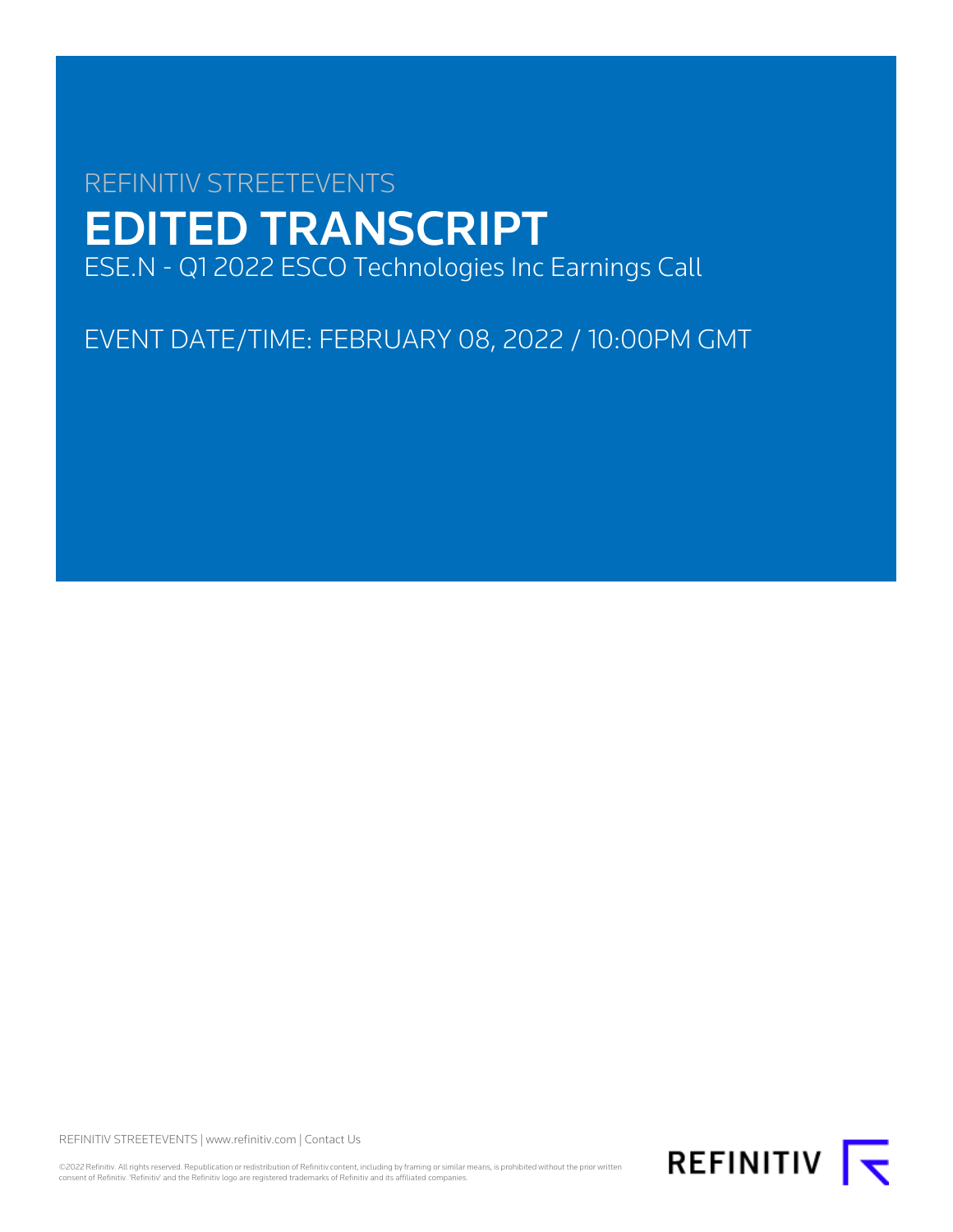REFINITIV STREETEVENTS

# EDITED TRANSCRIPT

ESE.N - Q1 2022 ESCO Technologies Inc Earnings Call

EVENT DATE/TIME: FEBRUARY 08, 2022 / 10:00PM GMT

REFINITIV STREETEVENTS | www.refinitiv.com | Contact Us

©2022 Refinitiv. All rights reserved. Republication or redistribution of Refinitiv content, including by framing or similar means, is prohibited without the prior written consent of Refinitiv. 'Refinitiv' and the Refinitiv logo are registered trademarks of Refinitiv and its affiliated companies.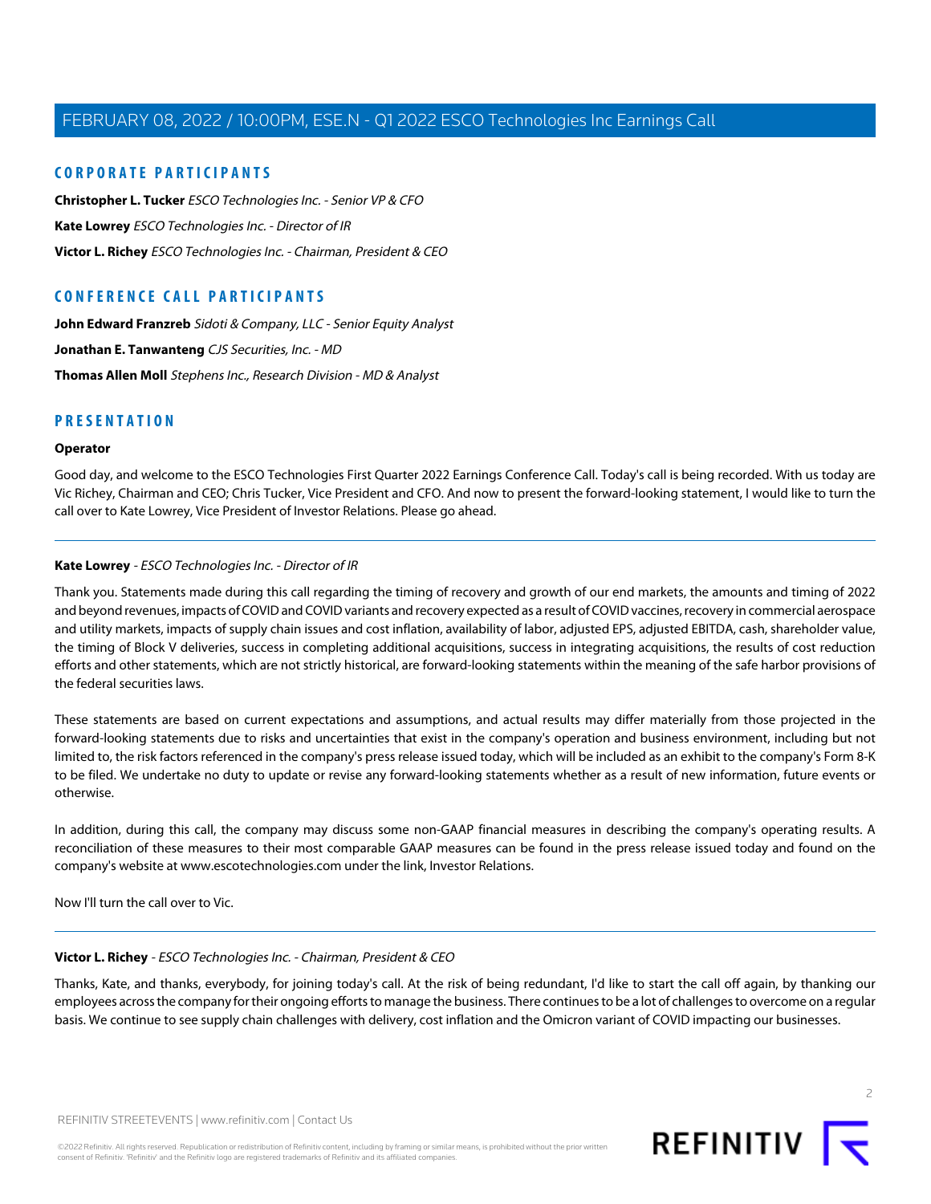## CORPORATE PARTICIPANTS

**Christopher L. Tucker** *ESCO Technologies Inc. - Senior VP & CFO*

**Kate Lowrey** *ESCO Technologies Inc. - Director of IR*

**Victor L. Richey** *ESCO Technologies Inc. - Chairman, President & CEO*

## CONFERENCE CALL PARTICIPANTS

**John Edward Franzreb** *Sidoti & Company, LLC - Senior Equity Analyst*

**Jonathan E. Tanwanteng** *CJS Securities, Inc. - MD*

**Thomas Allen Moll** *Stephens Inc., Research Division - MD & Analyst*

## PRESENTATION

**Operator**

Good day, and welcome to the ESCO Technologies First Quarter 2022 Earnings Conference Call. Today's call is being recorded. With us today are Vic Richey, Chairman and CEO; Chris Tucker, Vice President and CFO. And now to present the forward-looking statement, I would like to turn the call over to Kate Lowrey, Vice President of Investor Relations. Please go ahead.

---

**Kate Lowrey** - *ESCO Technologies Inc. - Director of IR*

Thank you. Statements made during this call regarding the timing of recovery and growth of our end markets, the amounts and timing of 2022 and beyond revenues, impacts of COVID and COVID variants and recovery expected as a result of COVID vaccines, recovery in commercial aerospace and utility markets, impacts of supply chain issues and cost inflation, availability of labor, adjusted EPS, adjusted EBITDA, cash, shareholder value, the timing of Block V deliveries, success in completing additional acquisitions, success in integrating acquisitions, the results of cost reduction efforts and other statements, which are not strictly historical, are forward-looking statements within the meaning of the safe harbor provisions of the federal securities laws.

These statements are based on current expectations and assumptions, and actual results may differ materially from those projected in the forward-looking statements due to risks and uncertainties that exist in the company's operation and business environment, including but not limited to, the risk factors referenced in the company's press release issued today, which will be included as an exhibit to the company's Form 8-K to be filed. We undertake no duty to update or revise any forward-looking statements whether as a result of new information, future events or otherwise.

In addition, during this call, the company may discuss some non-GAAP financial measures in describing the company's operating results. A reconciliation of these measures to their most comparable GAAP measures can be found in the press release issued today and found on the company's website at www.escotechnologies.com under the link, Investor Relations.

Now I'll turn the call over to Vic.

---

**Victor L. Richey** - *ESCO Technologies Inc. - Chairman, President & CEO*

Thanks, Kate, and thanks, everybody, for joining today's call. At the risk of being redundant, I'd like to start the call off again, by thanking our employees across the company for their ongoing efforts to manage the business. There continues to be a lot of challenges to overcome on a regular basis. We continue to see supply chain challenges with delivery, cost inflation and the Omicron variant of COVID impacting our businesses.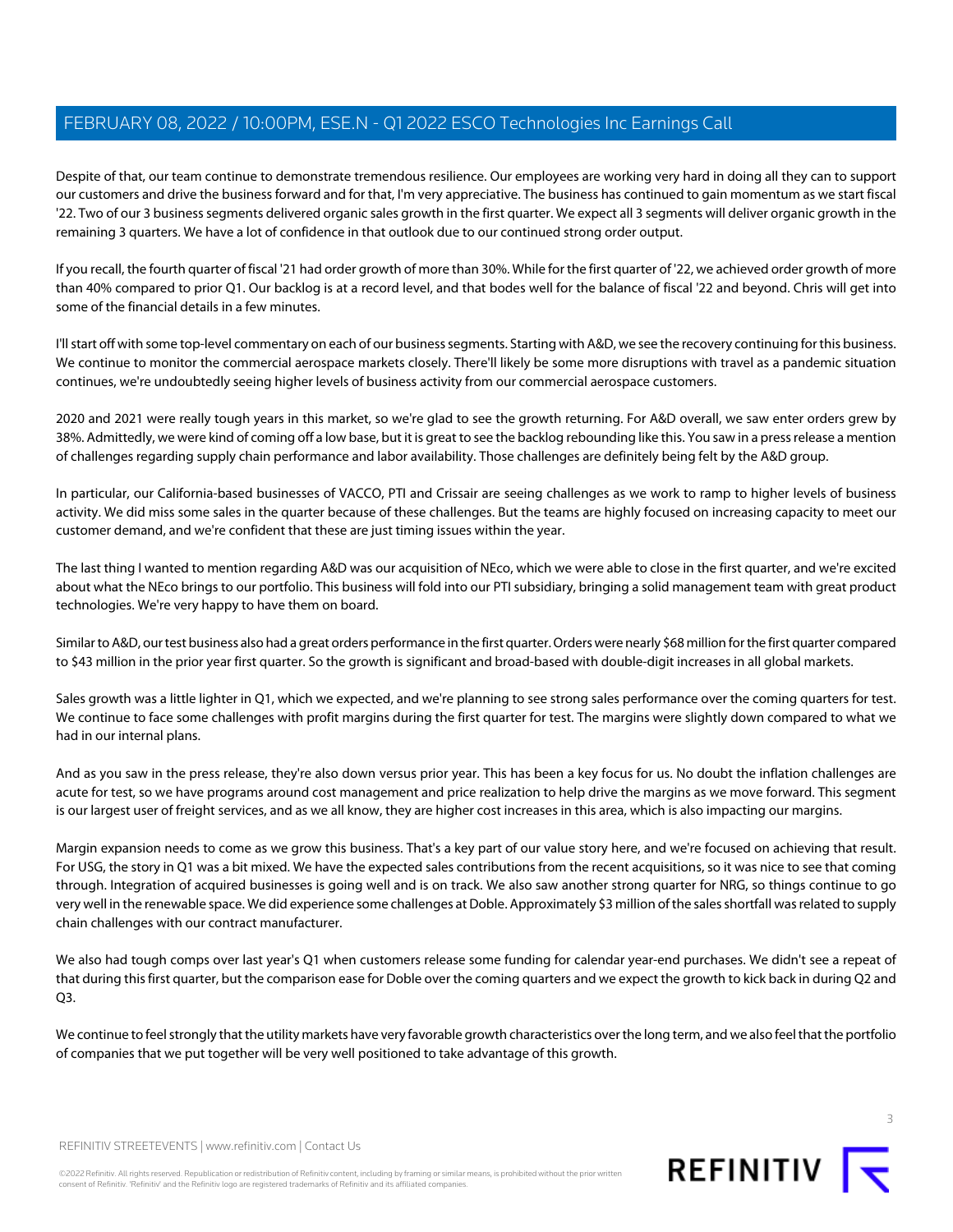Despite of that, our team continue to demonstrate tremendous resilience. Our employees are working very hard in doing all they can to support our customers and drive the business forward and for that, I'm very appreciative. The business has continued to gain momentum as we start fiscal '22. Two of our 3 business segments delivered organic sales growth in the first quarter. We expect all 3 segments will deliver organic growth in the remaining 3 quarters. We have a lot of confidence in that outlook due to our continued strong order output.

If you recall, the fourth quarter of fiscal '21 had order growth of more than 30%. While for the first quarter of '22, we achieved order growth of more than 40% compared to prior Q1. Our backlog is at a record level, and that bodes well for the balance of fiscal '22 and beyond. Chris will get into some of the financial details in a few minutes.

I'll start off with some top-level commentary on each of our business segments. Starting with A&D, we see the recovery continuing for this business. We continue to monitor the commercial aerospace markets closely. There'll likely be some more disruptions with travel as a pandemic situation continues, we're undoubtedly seeing higher levels of business activity from our commercial aerospace customers.

2020 and 2021 were really tough years in this market, so we're glad to see the growth returning. For A&D overall, we saw enter orders grew by 38%. Admittedly, we were kind of coming off a low base, but it is great to see the backlog rebounding like this. You saw in a press release a mention of challenges regarding supply chain performance and labor availability. Those challenges are definitely being felt by the A&D group.

In particular, our California-based businesses of VACCO, PTI and Crissair are seeing challenges as we work to ramp to higher levels of business activity. We did miss some sales in the quarter because of these challenges. But the teams are highly focused on increasing capacity to meet our customer demand, and we're confident that these are just timing issues within the year.

The last thing I wanted to mention regarding A&D was our acquisition of NEco, which we were able to close in the first quarter, and we're excited about what the NEco brings to our portfolio. This business will fold into our PTI subsidiary, bringing a solid management team with great product technologies. We're very happy to have them on board.

Similar to A&D, our test business also had a great orders performance in the first quarter. Orders were nearly $68 million for the first quarter compared to $43 million in the prior year first quarter. So the growth is significant and broad-based with double-digit increases in all global markets.

Sales growth was a little lighter in Q1, which we expected, and we're planning to see strong sales performance over the coming quarters for test. We continue to face some challenges with profit margins during the first quarter for test. The margins were slightly down compared to what we had in our internal plans.

And as you saw in the press release, they're also down versus prior year. This has been a key focus for us. No doubt the inflation challenges are acute for test, so we have programs around cost management and price realization to help drive the margins as we move forward. This segment is our largest user of freight services, and as we all know, they are higher cost increases in this area, which is also impacting our margins.

Margin expansion needs to come as we grow this business. That's a key part of our value story here, and we're focused on achieving that result. For USG, the story in Q1 was a bit mixed. We have the expected sales contributions from the recent acquisitions, so it was nice to see that coming through. Integration of acquired businesses is going well and is on track. We also saw another strong quarter for NRG, so things continue to go very well in the renewable space. We did experience some challenges at Doble. Approximately $3 million of the sales shortfall was related to supply chain challenges with our contract manufacturer.

We also had tough comps over last year's Q1 when customers release some funding for calendar year-end purchases. We didn't see a repeat of that during this first quarter, but the comparison ease for Doble over the coming quarters and we expect the growth to kick back in during Q2 and Q3.

We continue to feel strongly that the utility markets have very favorable growth characteristics over the long term, and we also feel that the portfolio of companies that we put together will be very well positioned to take advantage of this growth.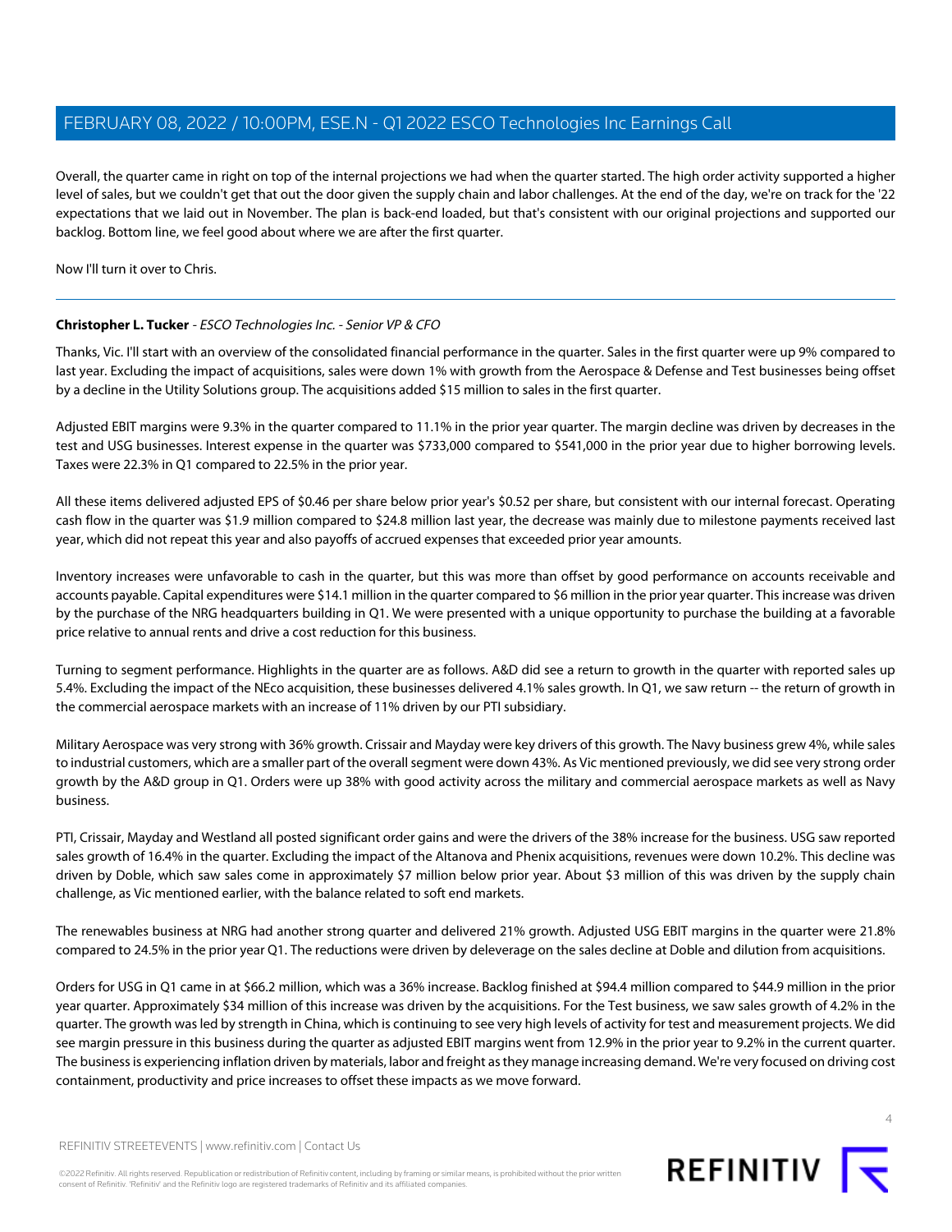Overall, the quarter came in right on top of the internal projections we had when the quarter started. The high order activity supported a higher level of sales, but we couldn't get that out the door given the supply chain and labor challenges. At the end of the day, we're on track for the '22 expectations that we laid out in November. The plan is back-end loaded, but that's consistent with our original projections and supported our backlog. Bottom line, we feel good about where we are after the first quarter.

Now I'll turn it over to Chris.

---

**Christopher L. Tucker** - *ESCO Technologies Inc. - Senior VP & CFO*

Thanks, Vic. I'll start with an overview of the consolidated financial performance in the quarter. Sales in the first quarter were up 9% compared to last year. Excluding the impact of acquisitions, sales were down 1% with growth from the Aerospace & Defense and Test businesses being offset by a decline in the Utility Solutions group. The acquisitions added $15 million to sales in the first quarter.

Adjusted EBIT margins were 9.3% in the quarter compared to 11.1% in the prior year quarter. The margin decline was driven by decreases in the test and USG businesses. Interest expense in the quarter was $733,000 compared to $541,000 in the prior year due to higher borrowing levels. Taxes were 22.3% in Q1 compared to 22.5% in the prior year.

All these items delivered adjusted EPS of $0.46 per share below prior year's $0.52 per share, but consistent with our internal forecast. Operating cash flow in the quarter was $1.9 million compared to $24.8 million last year, the decrease was mainly due to milestone payments received last year, which did not repeat this year and also payoffs of accrued expenses that exceeded prior year amounts.

Inventory increases were unfavorable to cash in the quarter, but this was more than offset by good performance on accounts receivable and accounts payable. Capital expenditures were $14.1 million in the quarter compared to $6 million in the prior year quarter. This increase was driven by the purchase of the NRG headquarters building in Q1. We were presented with a unique opportunity to purchase the building at a favorable price relative to annual rents and drive a cost reduction for this business.

Turning to segment performance. Highlights in the quarter are as follows. A&D did see a return to growth in the quarter with reported sales up 5.4%. Excluding the impact of the NEco acquisition, these businesses delivered 4.1% sales growth. In Q1, we saw return -- the return of growth in the commercial aerospace markets with an increase of 11% driven by our PTI subsidiary.

Military Aerospace was very strong with 36% growth. Crissair and Mayday were key drivers of this growth. The Navy business grew 4%, while sales to industrial customers, which are a smaller part of the overall segment were down 43%. As Vic mentioned previously, we did see very strong order growth by the A&D group in Q1. Orders were up 38% with good activity across the military and commercial aerospace markets as well as Navy business.

PTI, Crissair, Mayday and Westland all posted significant order gains and were the drivers of the 38% increase for the business. USG saw reported sales growth of 16.4% in the quarter. Excluding the impact of the Altanova and Phenix acquisitions, revenues were down 10.2%. This decline was driven by Doble, which saw sales come in approximately $7 million below prior year. About $3 million of this was driven by the supply chain challenge, as Vic mentioned earlier, with the balance related to soft end markets.

The renewables business at NRG had another strong quarter and delivered 21% growth. Adjusted USG EBIT margins in the quarter were 21.8% compared to 24.5% in the prior year Q1. The reductions were driven by deleverage on the sales decline at Doble and dilution from acquisitions.

Orders for USG in Q1 came in at $66.2 million, which was a 36% increase. Backlog finished at $94.4 million compared to $44.9 million in the prior year quarter. Approximately $34 million of this increase was driven by the acquisitions. For the Test business, we saw sales growth of 4.2% in the quarter. The growth was led by strength in China, which is continuing to see very high levels of activity for test and measurement projects. We did see margin pressure in this business during the quarter as adjusted EBIT margins went from 12.9% in the prior year to 9.2% in the current quarter. The business is experiencing inflation driven by materials, labor and freight as they manage increasing demand. We're very focused on driving cost containment, productivity and price increases to offset these impacts as we move forward.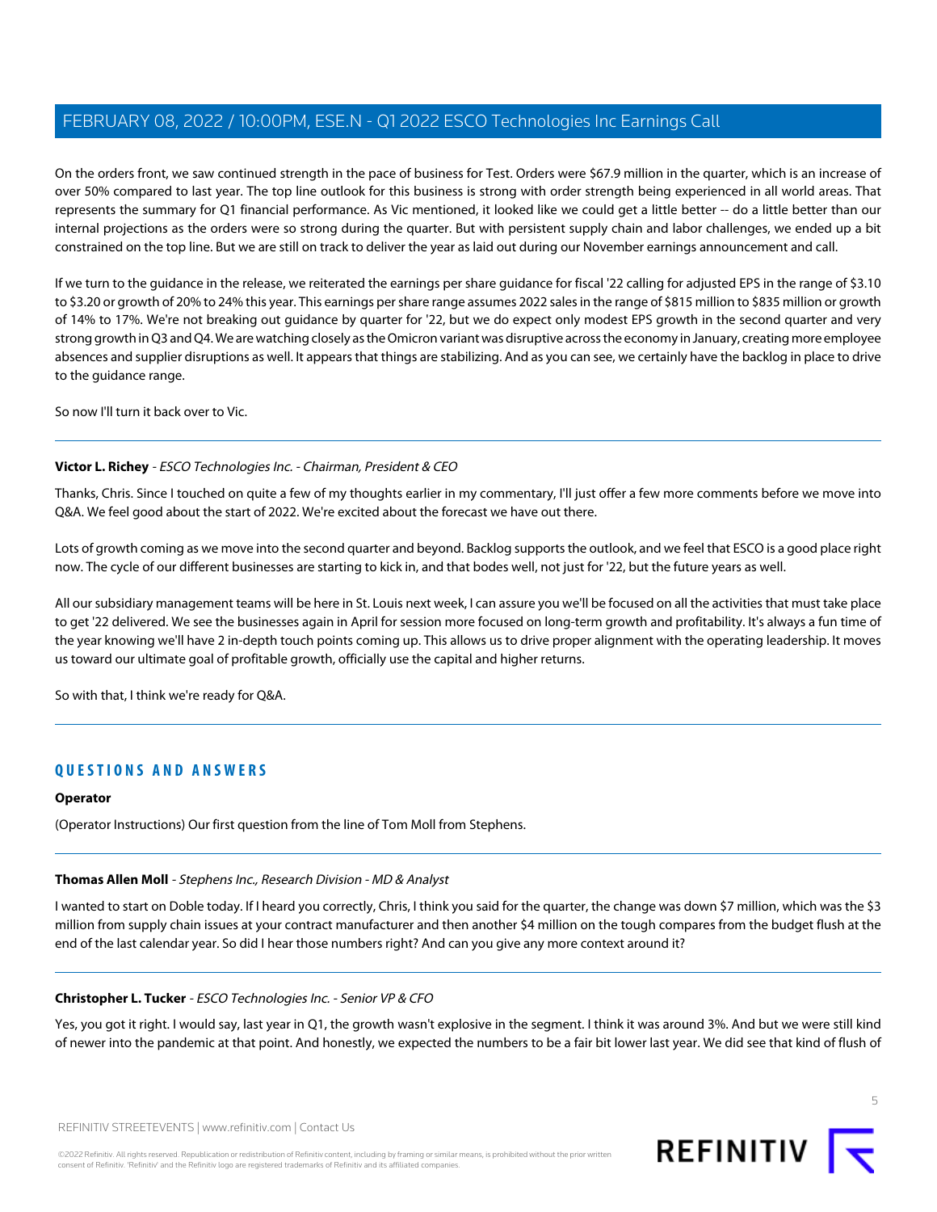On the orders front, we saw continued strength in the pace of business for Test. Orders were $67.9 million in the quarter, which is an increase of over 50% compared to last year. The top line outlook for this business is strong with order strength being experienced in all world areas. That represents the summary for Q1 financial performance. As Vic mentioned, it looked like we could get a little better -- do a little better than our internal projections as the orders were so strong during the quarter. But with persistent supply chain and labor challenges, we ended up a bit constrained on the top line. But we are still on track to deliver the year as laid out during our November earnings announcement and call.

If we turn to the guidance in the release, we reiterated the earnings per share guidance for fiscal '22 calling for adjusted EPS in the range of $3.10 to $3.20 or growth of 20% to 24% this year. This earnings per share range assumes 2022 sales in the range of $815 million to $835 million or growth of 14% to 17%. We're not breaking out guidance by quarter for '22, but we do expect only modest EPS growth in the second quarter and very strong growth in Q3 and Q4. We are watching closely as the Omicron variant was disruptive across the economy in January, creating more employee absences and supplier disruptions as well. It appears that things are stabilizing. And as you can see, we certainly have the backlog in place to drive to the guidance range.

So now I'll turn it back over to Vic.

---

**Victor L. Richey** - *ESCO Technologies Inc. - Chairman, President & CEO*

Thanks, Chris. Since I touched on quite a few of my thoughts earlier in my commentary, I'll just offer a few more comments before we move into Q&A. We feel good about the start of 2022. We're excited about the forecast we have out there.

Lots of growth coming as we move into the second quarter and beyond. Backlog supports the outlook, and we feel that ESCO is a good place right now. The cycle of our different businesses are starting to kick in, and that bodes well, not just for '22, but the future years as well.

All our subsidiary management teams will be here in St. Louis next week, I can assure you we'll be focused on all the activities that must take place to get '22 delivered. We see the businesses again in April for session more focused on long-term growth and profitability. It's always a fun time of the year knowing we'll have 2 in-depth touch points coming up. This allows us to drive proper alignment with the operating leadership. It moves us toward our ultimate goal of profitable growth, officially use the capital and higher returns.

So with that, I think we're ready for Q&A.

---

## QUESTIONS AND ANSWERS

**Operator**

(Operator Instructions) Our first question from the line of Tom Moll from Stephens.

---

**Thomas Allen Moll** - *Stephens Inc., Research Division - MD & Analyst*

I wanted to start on Doble today. If I heard you correctly, Chris, I think you said for the quarter, the change was down $7 million, which was the $3 million from supply chain issues at your contract manufacturer and then another $4 million on the tough compares from the budget flush at the end of the last calendar year. So did I hear those numbers right? And can you give any more context around it?

---

**Christopher L. Tucker** - *ESCO Technologies Inc. - Senior VP & CFO*

Yes, you got it right. I would say, last year in Q1, the growth wasn't explosive in the segment. I think it was around 3%. And but we were still kind of newer into the pandemic at that point. And honestly, we expected the numbers to be a fair bit lower last year. We did see that kind of flush of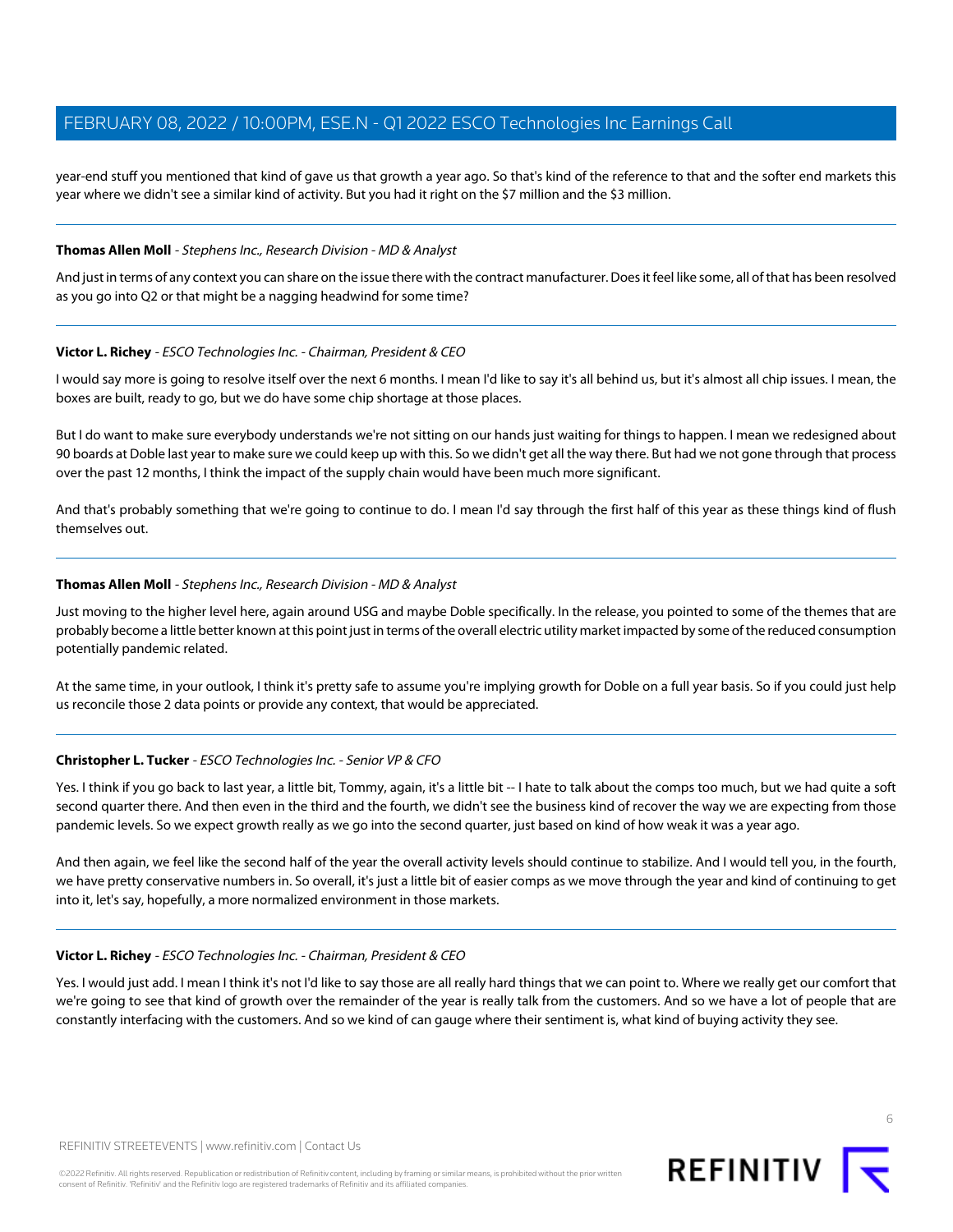year-end stuff you mentioned that kind of gave us that growth a year ago. So that's kind of the reference to that and the softer end markets this year where we didn't see a similar kind of activity. But you had it right on the $7 million and the $3 million.

---

**Thomas Allen Moll** - *Stephens Inc., Research Division - MD & Analyst*

And just in terms of any context you can share on the issue there with the contract manufacturer. Does it feel like some, all of that has been resolved as you go into Q2 or that might be a nagging headwind for some time?

---

**Victor L. Richey** - *ESCO Technologies Inc. - Chairman, President & CEO*

I would say more is going to resolve itself over the next 6 months. I mean I'd like to say it's all behind us, but it's almost all chip issues. I mean, the boxes are built, ready to go, but we do have some chip shortage at those places.

But I do want to make sure everybody understands we're not sitting on our hands just waiting for things to happen. I mean we redesigned about 90 boards at Doble last year to make sure we could keep up with this. So we didn't get all the way there. But had we not gone through that process over the past 12 months, I think the impact of the supply chain would have been much more significant.

And that's probably something that we're going to continue to do. I mean I'd say through the first half of this year as these things kind of flush themselves out.

---

**Thomas Allen Moll** - *Stephens Inc., Research Division - MD & Analyst*

Just moving to the higher level here, again around USG and maybe Doble specifically. In the release, you pointed to some of the themes that are probably become a little better known at this point just in terms of the overall electric utility market impacted by some of the reduced consumption potentially pandemic related.

At the same time, in your outlook, I think it's pretty safe to assume you're implying growth for Doble on a full year basis. So if you could just help us reconcile those 2 data points or provide any context, that would be appreciated.

---

**Christopher L. Tucker** - *ESCO Technologies Inc. - Senior VP & CFO*

Yes. I think if you go back to last year, a little bit, Tommy, again, it's a little bit -- I hate to talk about the comps too much, but we had quite a soft second quarter there. And then even in the third and the fourth, we didn't see the business kind of recover the way we are expecting from those pandemic levels. So we expect growth really as we go into the second quarter, just based on kind of how weak it was a year ago.

And then again, we feel like the second half of the year the overall activity levels should continue to stabilize. And I would tell you, in the fourth, we have pretty conservative numbers in. So overall, it's just a little bit of easier comps as we move through the year and kind of continuing to get into it, let's say, hopefully, a more normalized environment in those markets.

---

**Victor L. Richey** - *ESCO Technologies Inc. - Chairman, President & CEO*

Yes. I would just add. I mean I think it's not I'd like to say those are all really hard things that we can point to. Where we really get our comfort that we're going to see that kind of growth over the remainder of the year is really talk from the customers. And so we have a lot of people that are constantly interfacing with the customers. And so we kind of can gauge where their sentiment is, what kind of buying activity they see.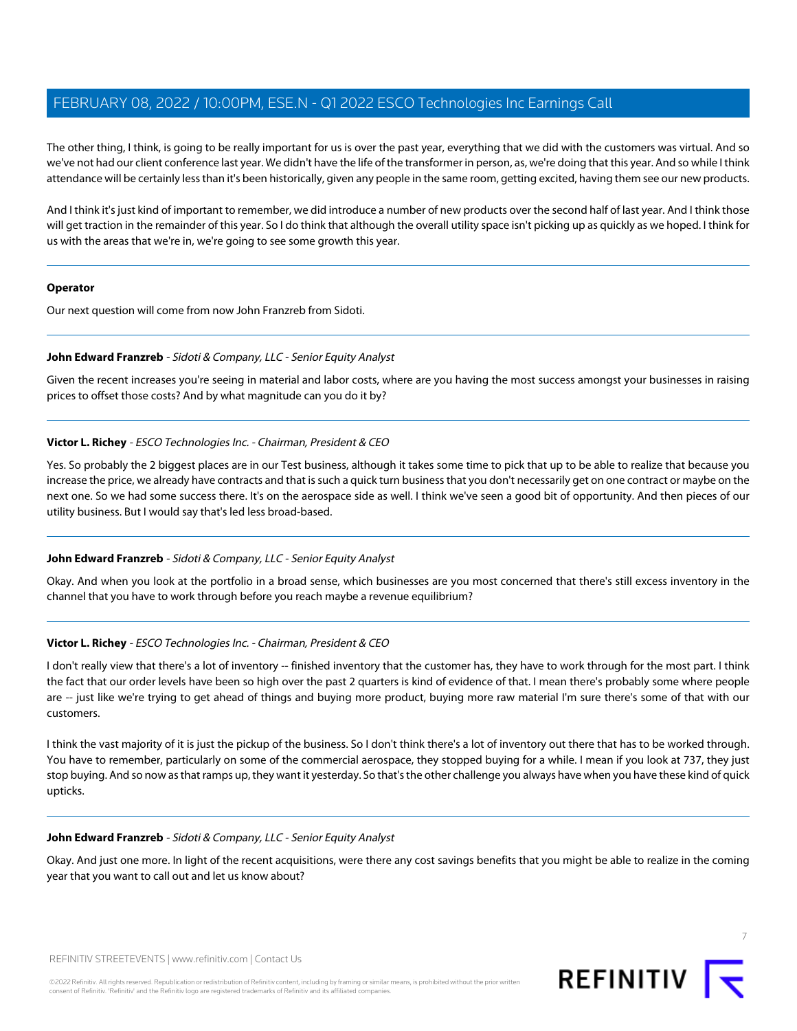The other thing, I think, is going to be really important for us is over the past year, everything that we did with the customers was virtual. And so we've not had our client conference last year. We didn't have the life of the transformer in person, as, we're doing that this year. And so while I think attendance will be certainly less than it's been historically, given any people in the same room, getting excited, having them see our new products.

And I think it's just kind of important to remember, we did introduce a number of new products over the second half of last year. And I think those will get traction in the remainder of this year. So I do think that although the overall utility space isn't picking up as quickly as we hoped. I think for us with the areas that we're in, we're going to see some growth this year.

---

**Operator**

Our next question will come from now John Franzreb from Sidoti.

---

**John Edward Franzreb** - *Sidoti & Company, LLC - Senior Equity Analyst*

Given the recent increases you're seeing in material and labor costs, where are you having the most success amongst your businesses in raising prices to offset those costs? And by what magnitude can you do it by?

---

**Victor L. Richey** - *ESCO Technologies Inc. - Chairman, President & CEO*

Yes. So probably the 2 biggest places are in our Test business, although it takes some time to pick that up to be able to realize that because you increase the price, we already have contracts and that is such a quick turn business that you don't necessarily get on one contract or maybe on the next one. So we had some success there. It's on the aerospace side as well. I think we've seen a good bit of opportunity. And then pieces of our utility business. But I would say that's led less broad-based.

---

**John Edward Franzreb** - *Sidoti & Company, LLC - Senior Equity Analyst*

Okay. And when you look at the portfolio in a broad sense, which businesses are you most concerned that there's still excess inventory in the channel that you have to work through before you reach maybe a revenue equilibrium?

---

**Victor L. Richey** - *ESCO Technologies Inc. - Chairman, President & CEO*

I don't really view that there's a lot of inventory -- finished inventory that the customer has, they have to work through for the most part. I think the fact that our order levels have been so high over the past 2 quarters is kind of evidence of that. I mean there's probably some where people are -- just like we're trying to get ahead of things and buying more product, buying more raw material I'm sure there's some of that with our customers.

I think the vast majority of it is just the pickup of the business. So I don't think there's a lot of inventory out there that has to be worked through. You have to remember, particularly on some of the commercial aerospace, they stopped buying for a while. I mean if you look at 737, they just stop buying. And so now as that ramps up, they want it yesterday. So that's the other challenge you always have when you have these kind of quick upticks.

---

**John Edward Franzreb** - *Sidoti & Company, LLC - Senior Equity Analyst*

Okay. And just one more. In light of the recent acquisitions, were there any cost savings benefits that you might be able to realize in the coming year that you want to call out and let us know about?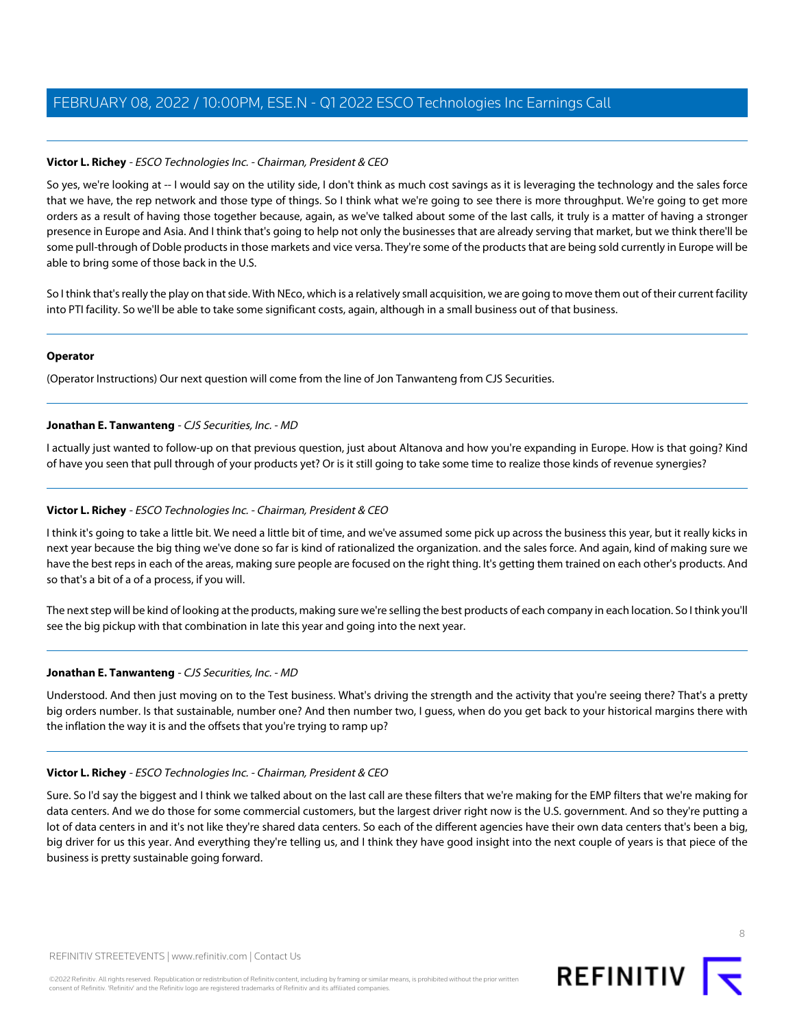**Victor L. Richey** - *ESCO Technologies Inc. - Chairman, President & CEO*

So yes, we're looking at -- I would say on the utility side, I don't think as much cost savings as it is leveraging the technology and the sales force that we have, the rep network and those type of things. So I think what we're going to see there is more throughput. We're going to get more orders as a result of having those together because, again, as we've talked about some of the last calls, it truly is a matter of having a stronger presence in Europe and Asia. And I think that's going to help not only the businesses that are already serving that market, but we think there'll be some pull-through of Doble products in those markets and vice versa. They're some of the products that are being sold currently in Europe will be able to bring some of those back in the U.S.

So I think that's really the play on that side. With NEco, which is a relatively small acquisition, we are going to move them out of their current facility into PTI facility. So we'll be able to take some significant costs, again, although in a small business out of that business.

**Operator**

(Operator Instructions) Our next question will come from the line of Jon Tanwanteng from CJS Securities.

**Jonathan E. Tanwanteng** - *CJS Securities, Inc. - MD*

I actually just wanted to follow-up on that previous question, just about Altanova and how you're expanding in Europe. How is that going? Kind of have you seen that pull through of your products yet? Or is it still going to take some time to realize those kinds of revenue synergies?

**Victor L. Richey** - *ESCO Technologies Inc. - Chairman, President & CEO*

I think it's going to take a little bit. We need a little bit of time, and we've assumed some pick up across the business this year, but it really kicks in next year because the big thing we've done so far is kind of rationalized the organization. and the sales force. And again, kind of making sure we have the best reps in each of the areas, making sure people are focused on the right thing. It's getting them trained on each other's products. And so that's a bit of a of a process, if you will.

The next step will be kind of looking at the products, making sure we're selling the best products of each company in each location. So I think you'll see the big pickup with that combination in late this year and going into the next year.

**Jonathan E. Tanwanteng** - *CJS Securities, Inc. - MD*

Understood. And then just moving on to the Test business. What's driving the strength and the activity that you're seeing there? That's a pretty big orders number. Is that sustainable, number one? And then number two, I guess, when do you get back to your historical margins there with the inflation the way it is and the offsets that you're trying to ramp up?

**Victor L. Richey** - *ESCO Technologies Inc. - Chairman, President & CEO*

Sure. So I'd say the biggest and I think we talked about on the last call are these filters that we're making for the EMP filters that we're making for data centers. And we do those for some commercial customers, but the largest driver right now is the U.S. government. And so they're putting a lot of data centers in and it's not like they're shared data centers. So each of the different agencies have their own data centers that's been a big, big driver for us this year. And everything they're telling us, and I think they have good insight into the next couple of years is that piece of the business is pretty sustainable going forward.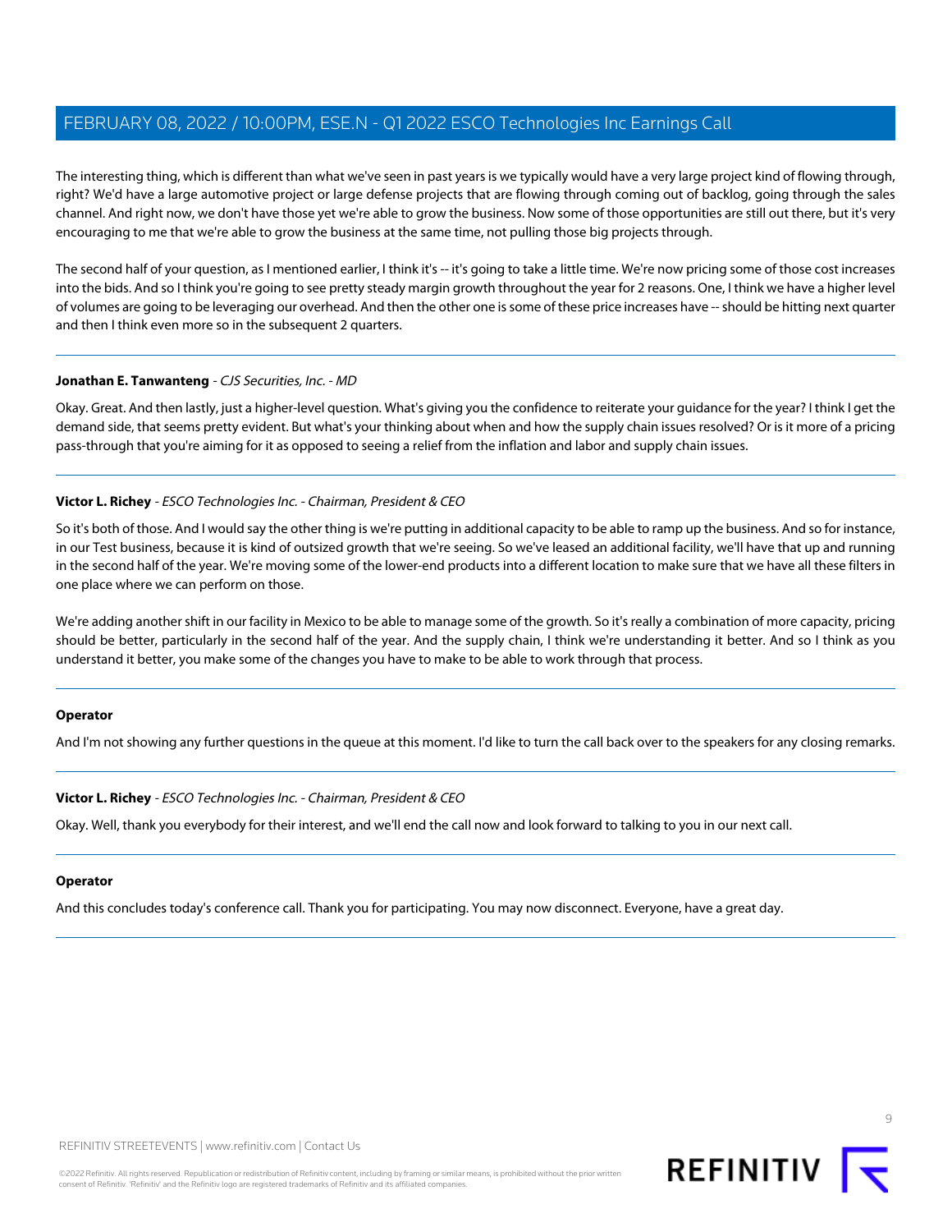The interesting thing, which is different than what we've seen in past years is we typically would have a very large project kind of flowing through, right? We'd have a large automotive project or large defense projects that are flowing through coming out of backlog, going through the sales channel. And right now, we don't have those yet we're able to grow the business. Now some of those opportunities are still out there, but it's very encouraging to me that we're able to grow the business at the same time, not pulling those big projects through.

The second half of your question, as I mentioned earlier, I think it's -- it's going to take a little time. We're now pricing some of those cost increases into the bids. And so I think you're going to see pretty steady margin growth throughout the year for 2 reasons. One, I think we have a higher level of volumes are going to be leveraging our overhead. And then the other one is some of these price increases have -- should be hitting next quarter and then I think even more so in the subsequent 2 quarters.

---

**Jonathan E. Tanwanteng** - *CJS Securities, Inc. - MD*

Okay. Great. And then lastly, just a higher-level question. What's giving you the confidence to reiterate your guidance for the year? I think I get the demand side, that seems pretty evident. But what's your thinking about when and how the supply chain issues resolved? Or is it more of a pricing pass-through that you're aiming for it as opposed to seeing a relief from the inflation and labor and supply chain issues.

---

**Victor L. Richey** - *ESCO Technologies Inc. - Chairman, President & CEO*

So it's both of those. And I would say the other thing is we're putting in additional capacity to be able to ramp up the business. And so for instance, in our Test business, because it is kind of outsized growth that we're seeing. So we've leased an additional facility, we'll have that up and running in the second half of the year. We're moving some of the lower-end products into a different location to make sure that we have all these filters in one place where we can perform on those.

We're adding another shift in our facility in Mexico to be able to manage some of the growth. So it's really a combination of more capacity, pricing should be better, particularly in the second half of the year. And the supply chain, I think we're understanding it better. And so I think as you understand it better, you make some of the changes you have to make to be able to work through that process.

---

**Operator**

And I'm not showing any further questions in the queue at this moment. I'd like to turn the call back over to the speakers for any closing remarks.

---

**Victor L. Richey** - *ESCO Technologies Inc. - Chairman, President & CEO*

Okay. Well, thank you everybody for their interest, and we'll end the call now and look forward to talking to you in our next call.

---

**Operator**

And this concludes today's conference call. Thank you for participating. You may now disconnect. Everyone, have a great day.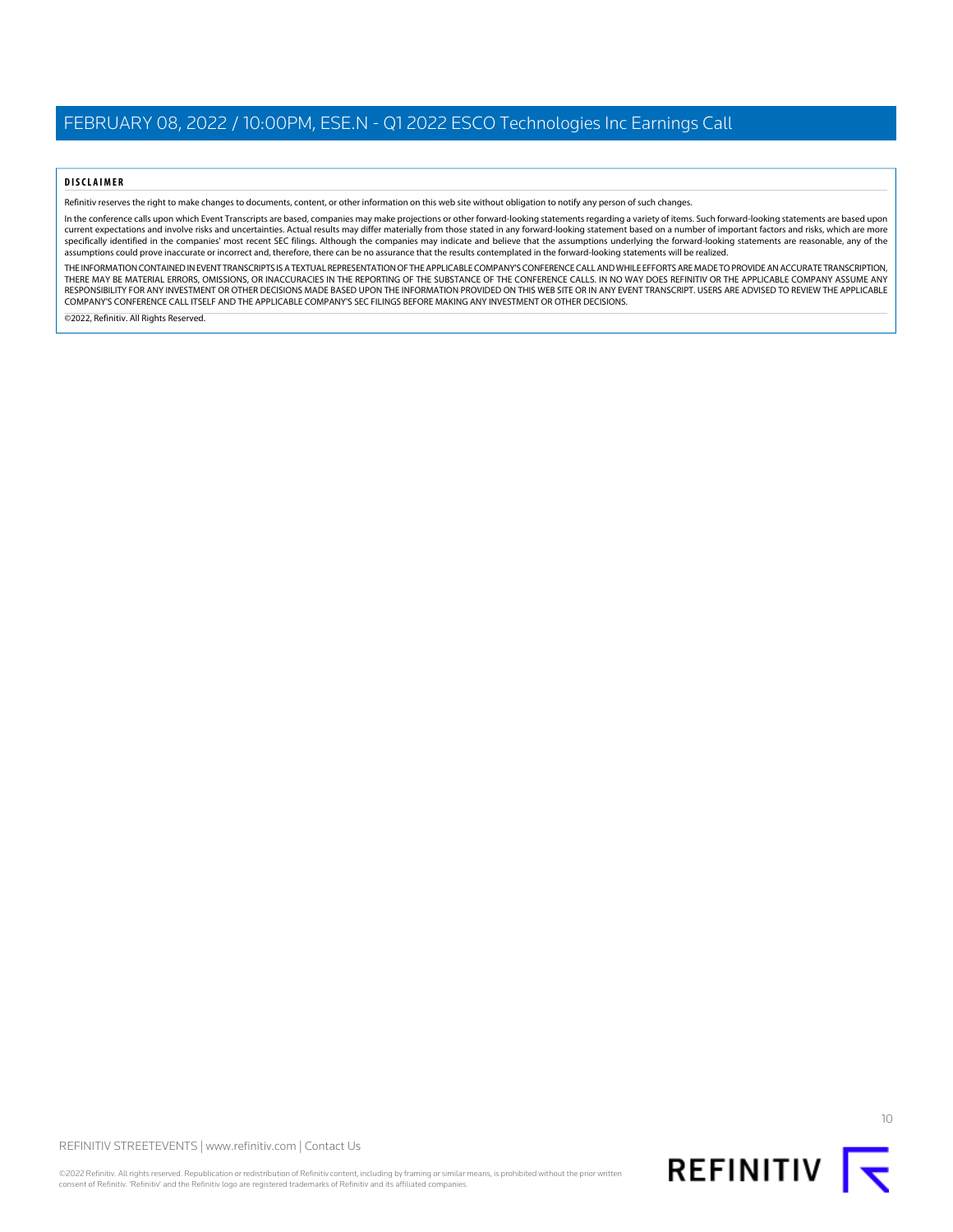## DISCLAIMER

Refinitiv reserves the right to make changes to documents, content, or other information on this web site without obligation to notify any person of such changes.

In the conference calls upon which Event Transcripts are based, companies may make projections or other forward-looking statements regarding a variety of items. Such forward-looking statements are based upon current expectations and involve risks and uncertainties. Actual results may differ materially from those stated in any forward-looking statement based on a number of important factors and risks, which are more specifically identified in the companies' most recent SEC filings. Although the companies may indicate and believe that the assumptions underlying the forward-looking statements are reasonable, any of the assumptions could prove inaccurate or incorrect and, therefore, there can be no assurance that the results contemplated in the forward-looking statements will be realized.

THE INFORMATION CONTAINED IN EVENT TRANSCRIPTS IS A TEXTUAL REPRESENTATION OF THE APPLICABLE COMPANY'S CONFERENCE CALL AND WHILE EFFORTS ARE MADE TO PROVIDE AN ACCURATE TRANSCRIPTION, THERE MAY BE MATERIAL ERRORS, OMISSIONS, OR INACCURACIES IN THE REPORTING OF THE SUBSTANCE OF THE CONFERENCE CALLS. IN NO WAY DOES REFINITIV OR THE APPLICABLE COMPANY ASSUME ANY RESPONSIBILITY FOR ANY INVESTMENT OR OTHER DECISIONS MADE BASED UPON THE INFORMATION PROVIDED ON THIS WEB SITE OR IN ANY EVENT TRANSCRIPT. USERS ARE ADVISED TO REVIEW THE APPLICABLE COMPANY'S CONFERENCE CALL ITSELF AND THE APPLICABLE COMPANY'S SEC FILINGS BEFORE MAKING ANY INVESTMENT OR OTHER DECISIONS.

©2022, Refinitiv. All Rights Reserved.